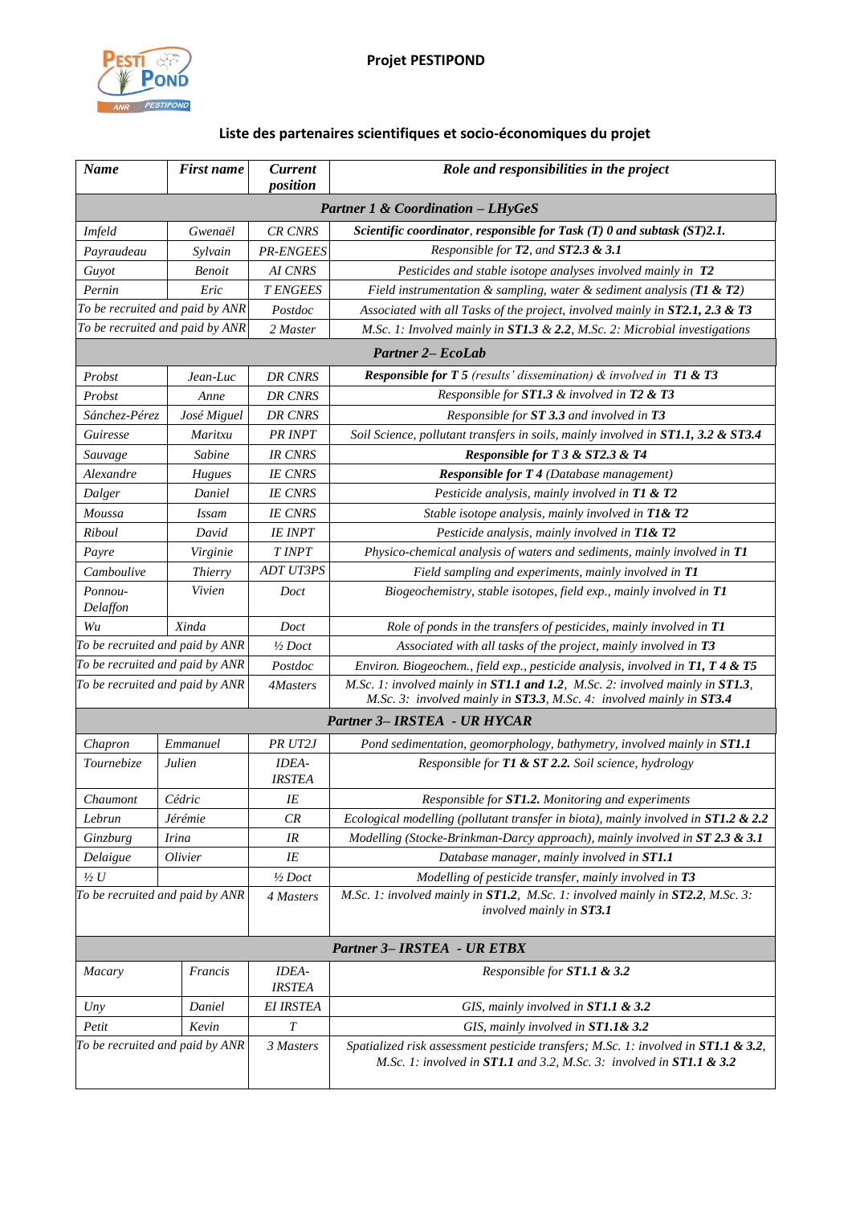**Projet PESTIPOND**

## Liste des partenaires scientifiques et socio-économiques du projet

| *Name* | *First name* | *Current position* | *Role and responsibilities in the project* |
|---|---|---|---|
| ***Partner 1 & Coordination – LHyGeS*** | | | |
| *Imfeld* | *Gwenaël* | *CR CNRS* | ***Scientific coordinator**, **responsible for Task (T) 0 and subtask (ST)2.1.*** |
| *Payraudeau* | *Sylvain* | *PR-ENGEES* | *Responsible for **T2**, and **ST2.3 & 3.1*** |
| *Guyot* | *Benoit* | *AI CNRS* | *Pesticides and stable isotope analyses involved mainly in **T2*** |
| *Pernin* | *Eric* | *T ENGEES* | *Field instrumentation & sampling, water & sediment analysis (**T1 & T2**)* |
| *To be recruited and paid by ANR* | | *Postdoc* | *Associated with all Tasks of the project, involved mainly in **ST2.1, 2.3 & T3*** |
| *To be recruited and paid by ANR* | | *2 Master* | *M.Sc. 1: Involved mainly in **ST1.3 & 2.2**, M.Sc. 2: Microbial investigations* |
| ***Partner 2– EcoLab*** | | | |
| *Probst* | *Jean-Luc* | *DR CNRS* | ***Responsible for T 5** (results' dissemination) & involved in **T1 & T3*** |
| *Probst* | *Anne* | *DR CNRS* | *Responsible for **ST1.3** & involved in **T2 & T3*** |
| *Sánchez-Pérez* | *José Miguel* | *DR CNRS* | *Responsible for **ST 3.3** and involved in **T3*** |
| *Guiresse* | *Maritxu* | *PR INPT* | *Soil Science, pollutant transfers in soils, mainly involved in **ST1.1, 3.2 & ST3.4*** |
| *Sauvage* | *Sabine* | *IR CNRS* | ***Responsible for T 3 & ST2.3 & T4*** |
| *Alexandre* | *Hugues* | *IE CNRS* | ***Responsible for T 4** (Database management)* |
| *Dalger* | *Daniel* | *IE CNRS* | *Pesticide analysis, mainly involved in **T1 & T2*** |
| *Moussa* | *Issam* | *IE CNRS* | *Stable isotope analysis, mainly involved in **T1& T2*** |
| *Riboul* | *David* | *IE INPT* | *Pesticide analysis, mainly involved in **T1& T2*** |
| *Payre* | *Virginie* | *T INPT* | *Physico-chemical analysis of waters and sediments, mainly involved in **T1*** |
| *Camboulive* | *Thierry* | *ADT UT3PS* | *Field sampling and experiments, mainly involved in **T1*** |
| *Ponnou-Delaffon* | *Vivien* | *Doct* | *Biogeochemistry, stable isotopes, field exp., mainly involved in **T1*** |
| *Wu* | *Xinda* | *Doct* | *Role of ponds in the transfers of pesticides, mainly involved in **T1*** |
| *To be recruited and paid by ANR* | | *½ Doct* | *Associated with all tasks of the project, mainly involved in **T3*** |
| *To be recruited and paid by ANR* | | *Postdoc* | *Environ. Biogeochem., field exp., pesticide analysis, involved in **T1, T 4 & T5*** |
| *To be recruited and paid by ANR* | | *4Masters* | *M.Sc. 1: involved mainly in **ST1.1 and 1.2**, M.Sc. 2: involved mainly in **ST1.3**, M.Sc. 3: involved mainly in **ST3.3**, M.Sc. 4: involved mainly in **ST3.4*** |
| ***Partner 3– IRSTEA - UR HYCAR*** | | | |
| *Chapron* | *Emmanuel* | *PR UT2J* | *Pond sedimentation, geomorphology, bathymetry, involved mainly in **ST1.1*** |
| *Tournebize* | *Julien* | *IDEA-IRSTEA* | *Responsible for **T1 & ST 2.2.** Soil science, hydrology* |
| *Chaumont* | *Cédric* | *IE* | *Responsible for **ST1.2.** Monitoring and experiments* |
| *Lebrun* | *Jérémie* | *CR* | *Ecological modelling (pollutant transfer in biota), mainly involved in **ST1.2 & 2.2*** |
| *Ginzburg* | *Irina* | *IR* | *Modelling (Stocke-Brinkman-Darcy approach), mainly involved in **ST 2.3 & 3.1*** |
| *Delaigue* | *Olivier* | *IE* | *Database manager, mainly involved in **ST1.1*** |
| *½ U* | | *½ Doct* | *Modelling of pesticide transfer, mainly involved in **T3*** |
| *To be recruited and paid by ANR* | | *4 Masters* | *M.Sc. 1: involved mainly in **ST1.2**, M.Sc. 1: involved mainly in **ST2.2**, M.Sc. 3: involved mainly in **ST3.1*** |
| ***Partner 3– IRSTEA - UR ETBX*** | | | |
| *Macary* | *Francis* | *IDEA-IRSTEA* | *Responsible for **ST1.1 & 3.2*** |
| *Uny* | *Daniel* | *EI IRSTEA* | *GIS, mainly involved in **ST1.1 & 3.2*** |
| *Petit* | *Kevin* | *T* | *GIS, mainly involved in **ST1.1& 3.2*** |
| *To be recruited and paid by ANR* | | *3 Masters* | *Spatialized risk assessment pesticide transfers; M.Sc. 1: involved in **ST1.1 & 3.2**, M.Sc. 1: involved in **ST1.1** and 3.2, M.Sc. 3: involved in **ST1.1 & 3.2*** |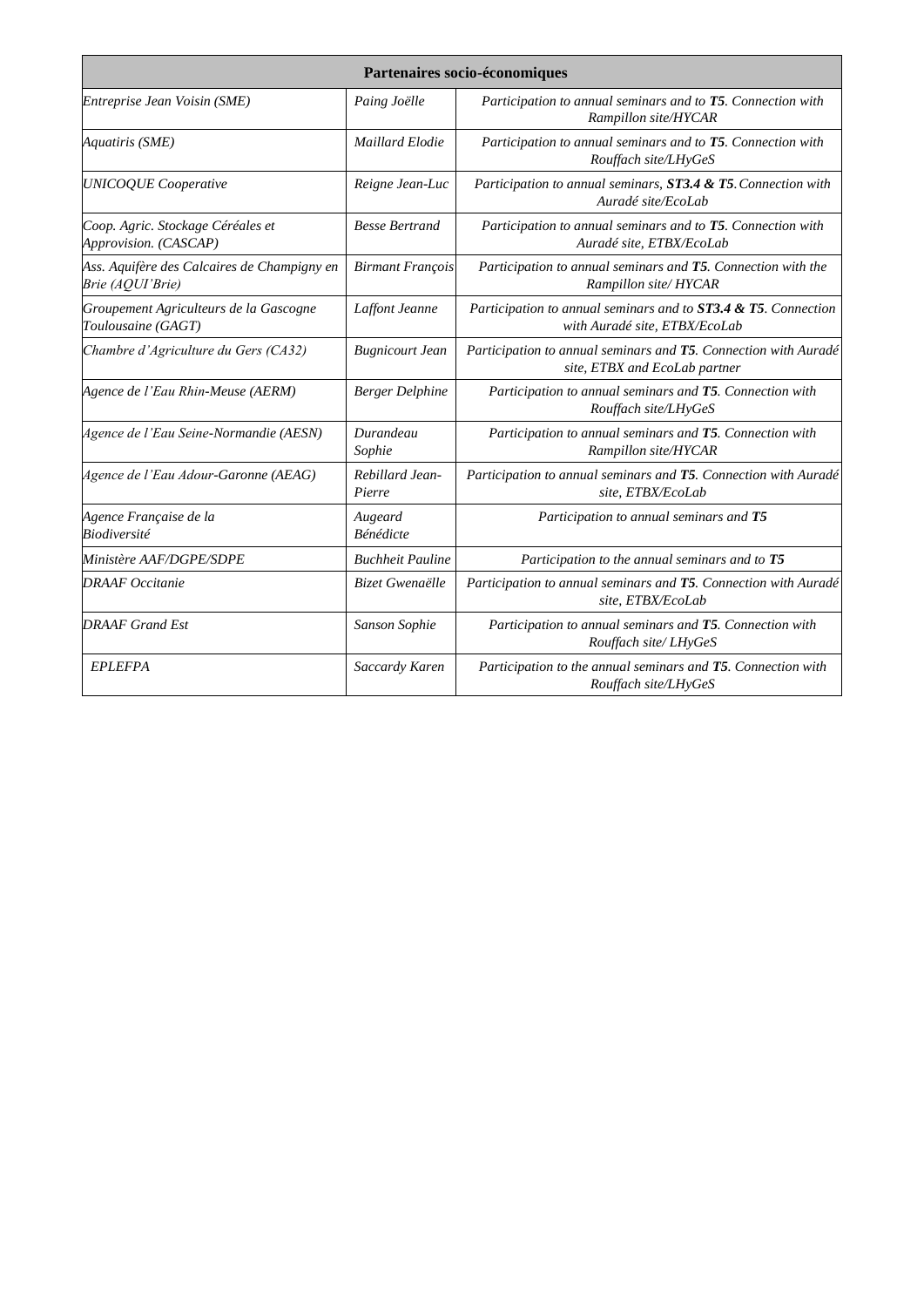| Partenaires socio-économiques | | |
|---|---|---|
| *Entreprise Jean Voisin (SME)* | *Paing Joëlle* | *Participation to annual seminars and to* ***T5****. Connection with Rampillon site/HYCAR* |
| *Aquatiris (SME)* | *Maillard Elodie* | *Participation to annual seminars and to* ***T5****. Connection with Rouffach site/LHyGeS* |
| *UNICOQUE Cooperative* | *Reigne Jean-Luc* | *Participation to annual seminars,* ***ST3.4 & T5****. Connection with Auradé site/EcoLab* |
| *Coop. Agric. Stockage Céréales et Approvision. (CASCAP)* | *Besse Bertrand* | *Participation to annual seminars and to* ***T5****. Connection with Auradé site, ETBX/EcoLab* |
| *Ass. Aquifère des Calcaires de Champigny en Brie (AQUI'Brie)* | *Birmant François* | *Participation to annual seminars and* ***T5****. Connection with the Rampillon site/ HYCAR* |
| *Groupement Agriculteurs de la Gascogne Toulousaine (GAGT)* | *Laffont Jeanne* | *Participation to annual seminars and to* ***ST3.4 & T5****. Connection with Auradé site, ETBX/EcoLab* |
| *Chambre d'Agriculture du Gers (CA32)* | *Bugnicourt Jean* | *Participation to annual seminars and* ***T5****. Connection with Auradé site, ETBX and EcoLab partner* |
| *Agence de l'Eau Rhin-Meuse (AERM)* | *Berger Delphine* | *Participation to annual seminars and* ***T5****. Connection with Rouffach site/LHyGeS* |
| *Agence de l'Eau Seine-Normandie (AESN)* | *Durandeau Sophie* | *Participation to annual seminars and* ***T5****. Connection with Rampillon site/HYCAR* |
| *Agence de l'Eau Adour-Garonne (AEAG)* | *Rebillard Jean-Pierre* | *Participation to annual seminars and* ***T5****. Connection with Auradé site, ETBX/EcoLab* |
| *Agence Française de la Biodiversité* | *Augeard Bénédicte* | *Participation to annual seminars and* ***T5*** |
| *Ministère AAF/DGPE/SDPE* | *Buchheit Pauline* | *Participation to the annual seminars and to* ***T5*** |
| *DRAAF Occitanie* | *Bizet Gwenaëlle* | *Participation to annual seminars and* ***T5****. Connection with Auradé site, ETBX/EcoLab* |
| *DRAAF Grand Est* | *Sanson Sophie* | *Participation to annual seminars and* ***T5****. Connection with Rouffach site/ LHyGeS* |
| *EPLEFPA* | *Saccardy Karen* | *Participation to the annual seminars and* ***T5****. Connection with Rouffach site/LHyGeS* |